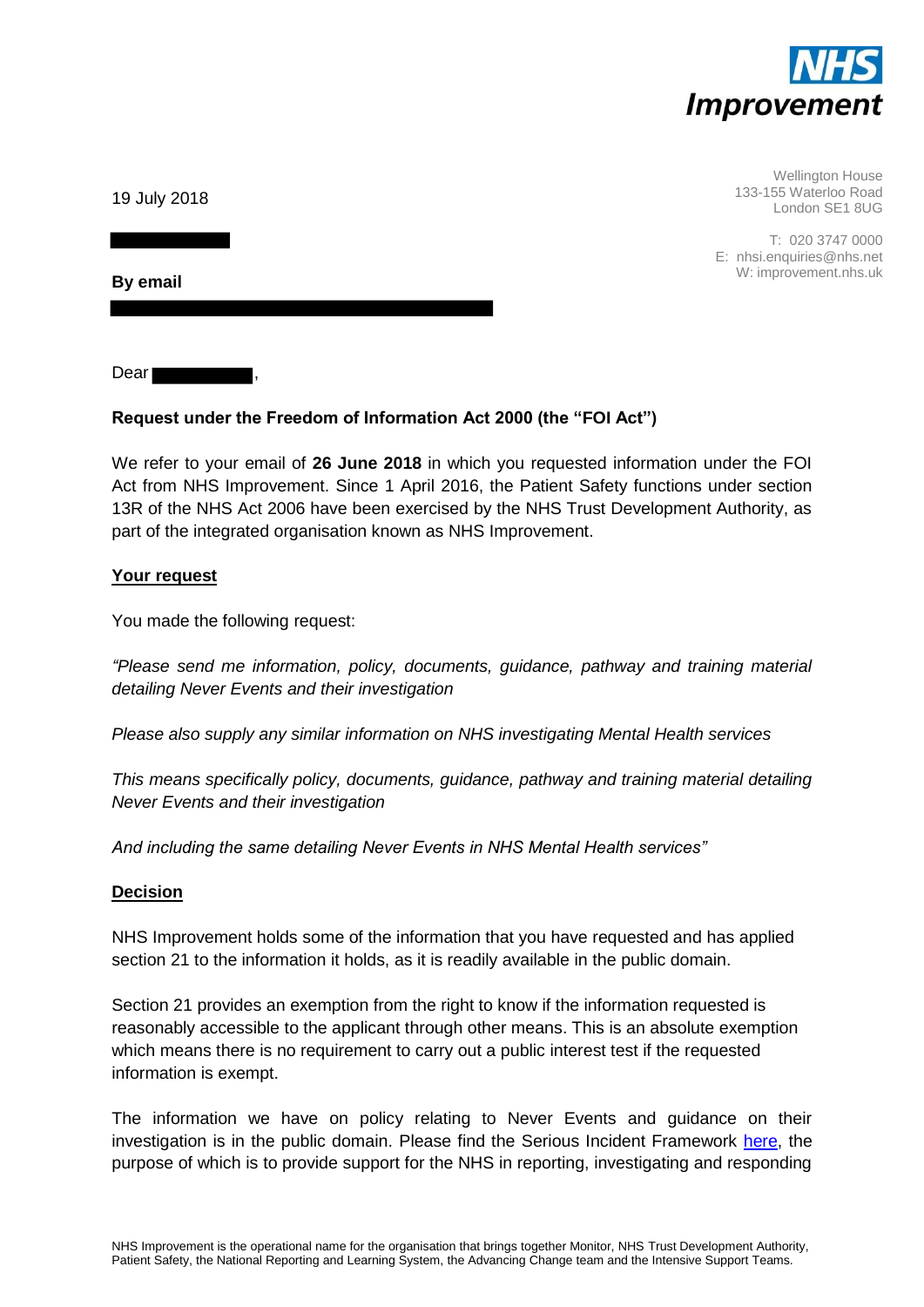NHS Improvement

Wellington House
133-155 Waterloo Road
London SE1 8UG

T: 020 3747 0000
E: nhsi.enquiries@nhs.net
W: improvement.nhs.uk

19 July 2018

**By email**

Dear ,

**Request under the Freedom of Information Act 2000 (the "FOI Act")**

We refer to your email of **26 June 2018** in which you requested information under the FOI Act from NHS Improvement. Since 1 April 2016, the Patient Safety functions under section 13R of the NHS Act 2006 have been exercised by the NHS Trust Development Authority, as part of the integrated organisation known as NHS Improvement.

**Your request**

You made the following request:

*"Please send me information, policy, documents, guidance, pathway and training material detailing Never Events and their investigation*

*Please also supply any similar information on NHS investigating Mental Health services*

*This means specifically policy, documents, guidance, pathway and training material detailing Never Events and their investigation*

*And including the same detailing Never Events in NHS Mental Health services"*

**Decision**

NHS Improvement holds some of the information that you have requested and has applied section 21 to the information it holds, as it is readily available in the public domain.

Section 21 provides an exemption from the right to know if the information requested is reasonably accessible to the applicant through other means. This is an absolute exemption which means there is no requirement to carry out a public interest test if the requested information is exempt.

The information we have on policy relating to Never Events and guidance on their investigation is in the public domain. Please find the Serious Incident Framework here, the purpose of which is to provide support for the NHS in reporting, investigating and responding

NHS Improvement is the operational name for the organisation that brings together Monitor, NHS Trust Development Authority, Patient Safety, the National Reporting and Learning System, the Advancing Change team and the Intensive Support Teams.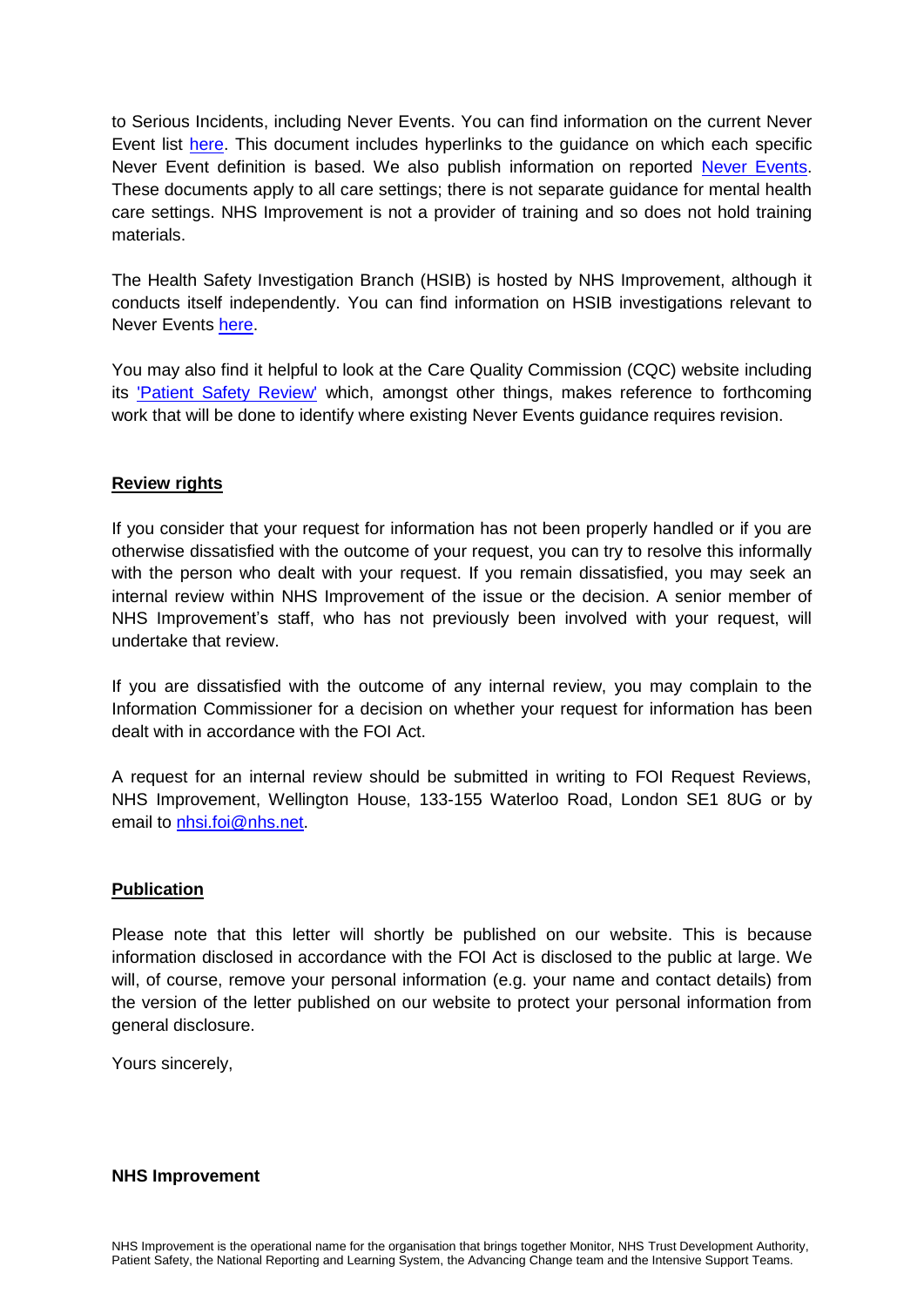to Serious Incidents, including Never Events. You can find information on the current Never Event list here. This document includes hyperlinks to the guidance on which each specific Never Event definition is based. We also publish information on reported Never Events. These documents apply to all care settings; there is not separate guidance for mental health care settings. NHS Improvement is not a provider of training and so does not hold training materials.

The Health Safety Investigation Branch (HSIB) is hosted by NHS Improvement, although it conducts itself independently. You can find information on HSIB investigations relevant to Never Events here.

You may also find it helpful to look at the Care Quality Commission (CQC) website including its 'Patient Safety Review' which, amongst other things, makes reference to forthcoming work that will be done to identify where existing Never Events guidance requires revision.

**Review rights**

If you consider that your request for information has not been properly handled or if you are otherwise dissatisfied with the outcome of your request, you can try to resolve this informally with the person who dealt with your request. If you remain dissatisfied, you may seek an internal review within NHS Improvement of the issue or the decision. A senior member of NHS Improvement's staff, who has not previously been involved with your request, will undertake that review.

If you are dissatisfied with the outcome of any internal review, you may complain to the Information Commissioner for a decision on whether your request for information has been dealt with in accordance with the FOI Act.

A request for an internal review should be submitted in writing to FOI Request Reviews, NHS Improvement, Wellington House, 133-155 Waterloo Road, London SE1 8UG or by email to nhsi.foi@nhs.net.

**Publication**

Please note that this letter will shortly be published on our website. This is because information disclosed in accordance with the FOI Act is disclosed to the public at large. We will, of course, remove your personal information (e.g. your name and contact details) from the version of the letter published on our website to protect your personal information from general disclosure.

Yours sincerely,

**NHS Improvement**

NHS Improvement is the operational name for the organisation that brings together Monitor, NHS Trust Development Authority, Patient Safety, the National Reporting and Learning System, the Advancing Change team and the Intensive Support Teams.